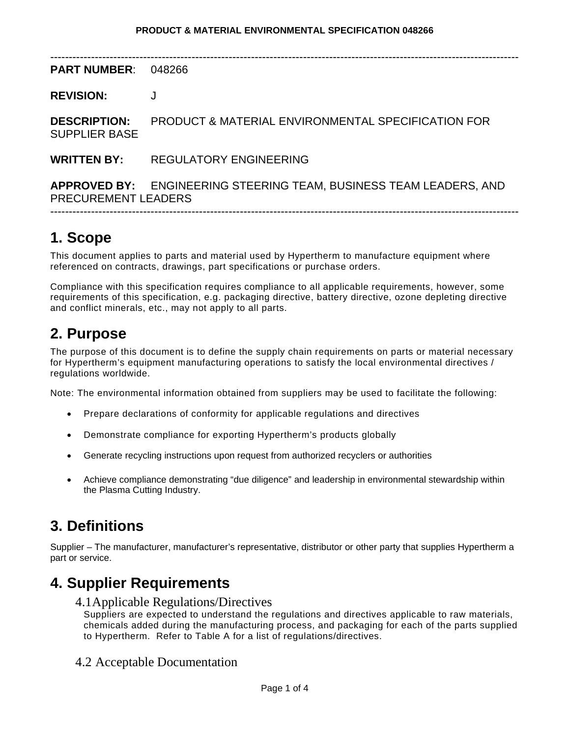---

**PART NUMBER**: 048266

**REVISION:** J

**DESCRIPTION:** PRODUCT & MATERIAL ENVIRONMENTAL SPECIFICATION FOR SUPPLIER BASE

**WRITTEN BY:** REGULATORY ENGINEERING

**APPROVED BY:** ENGINEERING STEERING TEAM, BUSINESS TEAM LEADERS, AND PRECUREMENT LEADERS

---

# 1. Scope

This document applies to parts and material used by Hypertherm to manufacture equipment where referenced on contracts, drawings, part specifications or purchase orders.

Compliance with this specification requires compliance to all applicable requirements, however, some requirements of this specification, e.g. packaging directive, battery directive, ozone depleting directive and conflict minerals, etc., may not apply to all parts.

# 2. Purpose

The purpose of this document is to define the supply chain requirements on parts or material necessary for Hypertherm's equipment manufacturing operations to satisfy the local environmental directives / regulations worldwide.

Note: The environmental information obtained from suppliers may be used to facilitate the following:

- Prepare declarations of conformity for applicable regulations and directives
- Demonstrate compliance for exporting Hypertherm's products globally
- Generate recycling instructions upon request from authorized recyclers or authorities
- Achieve compliance demonstrating "due diligence" and leadership in environmental stewardship within the Plasma Cutting Industry.

# 3. Definitions

Supplier – The manufacturer, manufacturer's representative, distributor or other party that supplies Hypertherm a part or service.

# 4. Supplier Requirements

## 4.1 Applicable Regulations/Directives

Suppliers are expected to understand the regulations and directives applicable to raw materials, chemicals added during the manufacturing process, and packaging for each of the parts supplied to Hypertherm. Refer to Table A for a list of regulations/directives.

## 4.2 Acceptable Documentation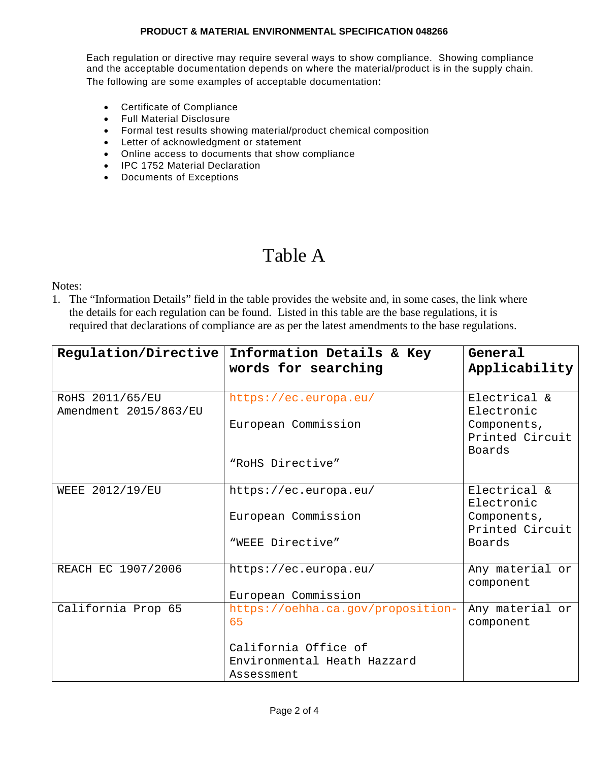Each regulation or directive may require several ways to show compliance. Showing compliance and the acceptable documentation depends on where the material/product is in the supply chain. The following are some examples of acceptable documentation:

- Certificate of Compliance
- Full Material Disclosure
- Formal test results showing material/product chemical composition
- Letter of acknowledgment or statement
- Online access to documents that show compliance
- IPC 1752 Material Declaration
- Documents of Exceptions

# Table A

Notes:

1. The “Information Details” field in the table provides the website and, in some cases, the link where the details for each regulation can be found. Listed in this table are the base regulations, it is required that declarations of compliance are as per the latest amendments to the base regulations.

| Regulation/Directive | Information Details & Key words for searching | General Applicability |
|---|---|---|
| RoHS 2011/65/EU Amendment 2015/863/EU | https://ec.europa.eu/ European Commission “RoHS Directive” | Electrical & Electronic Components, Printed Circuit Boards |
| WEEE 2012/19/EU | https://ec.europa.eu/ European Commission “WEEE Directive” | Electrical & Electronic Components, Printed Circuit Boards |
| REACH EC 1907/2006 | https://ec.europa.eu/ European Commission | Any material or component |
| California Prop 65 | https://oehha.ca.gov/proposition-65 California Office of Environmental Heath Hazzard Assessment | Any material or component |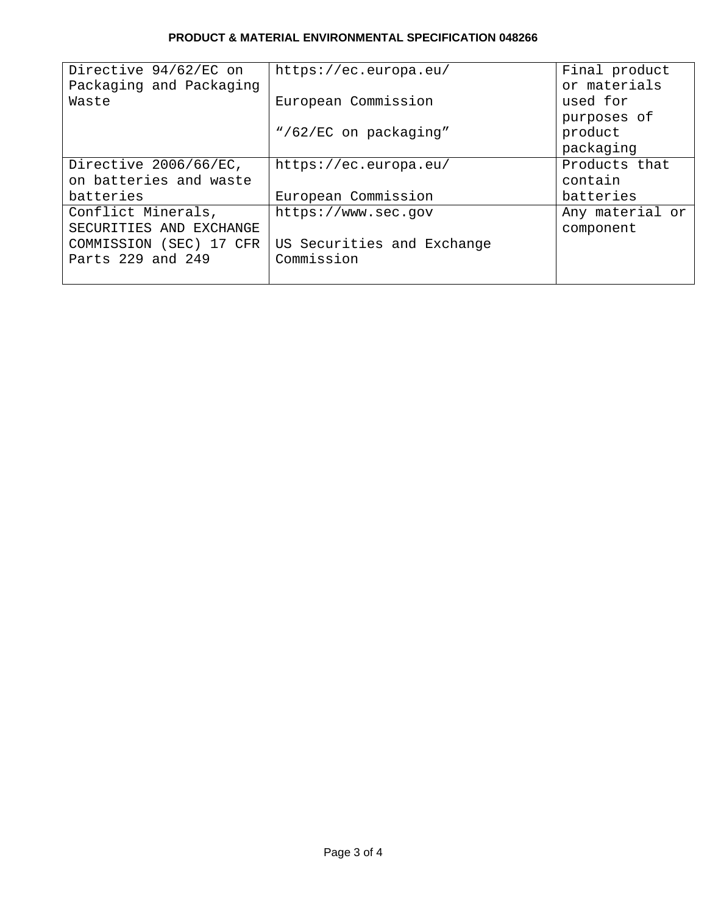| Directive 94/62/EC on Packaging and Packaging Waste | https://ec.europa.eu/<br><br>European Commission<br><br>“/62/EC on packaging” | Final product or materials used for purposes of product packaging |
|---|---|---|
| Directive 2006/66/EC, on batteries and waste batteries | https://ec.europa.eu/<br><br>European Commission | Products that contain batteries |
| Conflict Minerals, SECURITIES AND EXCHANGE COMMISSION (SEC) 17 CFR Parts 229 and 249 | https://www.sec.gov<br><br>US Securities and Exchange Commission | Any material or component |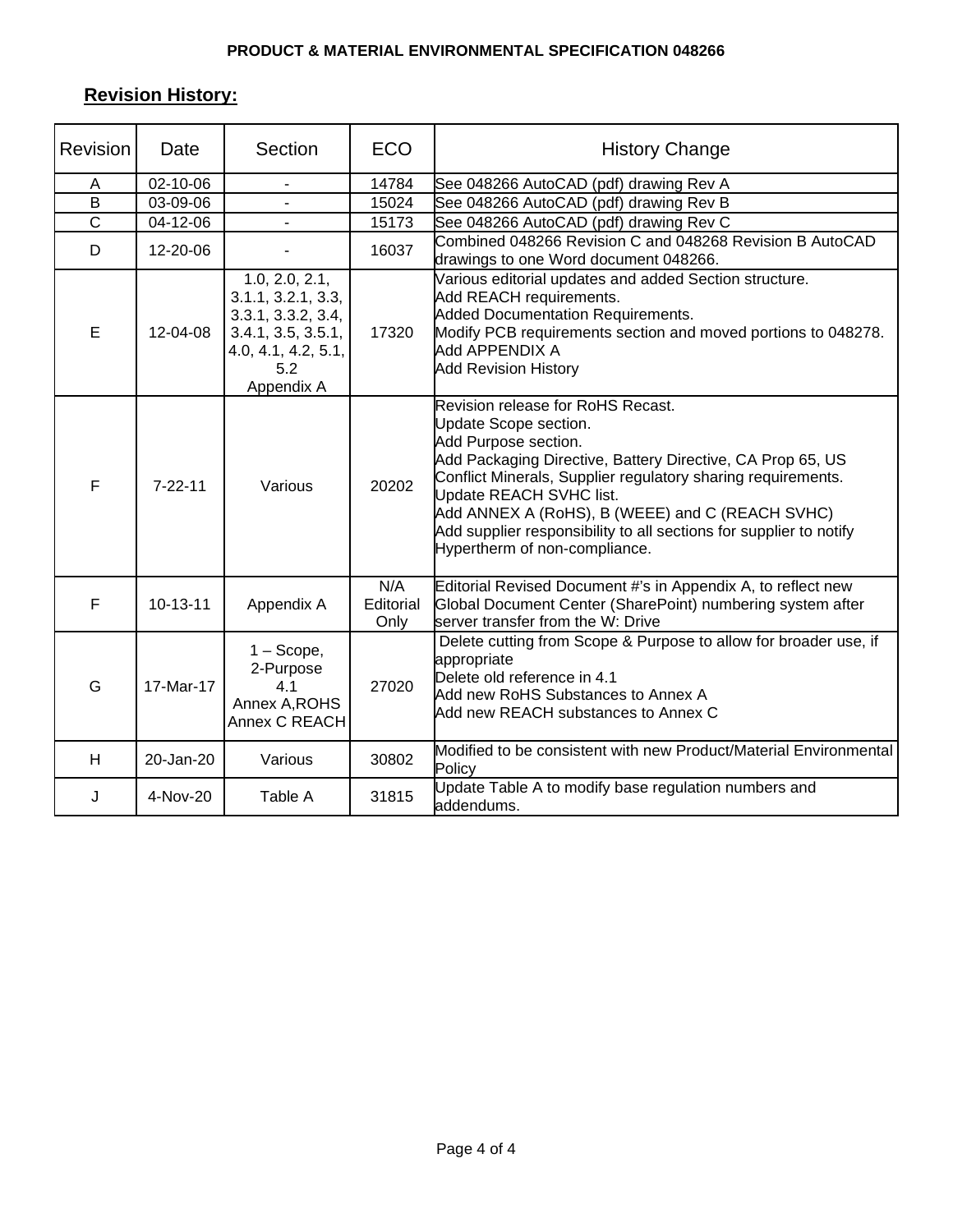**PRODUCT & MATERIAL ENVIRONMENTAL SPECIFICATION 048266**

## Revision History:

| Revision | Date | Section | ECO | History Change |
|---|---|---|---|---|
| A | 02-10-06 | - | 14784 | See 048266 AutoCAD (pdf) drawing Rev A |
| B | 03-09-06 | - | 15024 | See 048266 AutoCAD (pdf) drawing Rev B |
| C | 04-12-06 | - | 15173 | See 048266 AutoCAD (pdf) drawing Rev C |
| D | 12-20-06 | - | 16037 | Combined 048266 Revision C and 048268 Revision B AutoCAD drawings to one Word document 048266. |
| E | 12-04-08 | 1.0, 2.0, 2.1, 3.1.1, 3.2.1, 3.3, 3.3.1, 3.3.2, 3.4, 3.4.1, 3.5, 3.5.1, 4.0, 4.1, 4.2, 5.1, 5.2 Appendix A | 17320 | Various editorial updates and added Section structure.<br>Add REACH requirements.<br>Added Documentation Requirements.<br>Modify PCB requirements section and moved portions to 048278.<br>Add APPENDIX A<br>Add Revision History |
| F | 7-22-11 | Various | 20202 | Revision release for RoHS Recast.<br>Update Scope section.<br>Add Purpose section.<br>Add Packaging Directive, Battery Directive, CA Prop 65, US Conflict Minerals, Supplier regulatory sharing requirements.<br>Update REACH SVHC list.<br>Add ANNEX A (RoHS), B (WEEE) and C (REACH SVHC)<br>Add supplier responsibility to all sections for supplier to notify Hypertherm of non-compliance. |
| F | 10-13-11 | Appendix A | N/A Editorial Only | Editorial Revised Document #'s in Appendix A, to reflect new Global Document Center (SharePoint) numbering system after server transfer from the W: Drive |
| G | 17-Mar-17 | 1 – Scope, 2-Purpose 4.1 Annex A,ROHS Annex C REACH | 27020 | Delete cutting from Scope & Purpose to allow for broader use, if appropriate<br>Delete old reference in 4.1<br>Add new RoHS Substances to Annex A<br>Add new REACH substances to Annex C |
| H | 20-Jan-20 | Various | 30802 | Modified to be consistent with new Product/Material Environmental Policy |
| J | 4-Nov-20 | Table A | 31815 | Update Table A to modify base regulation numbers and addendums. |